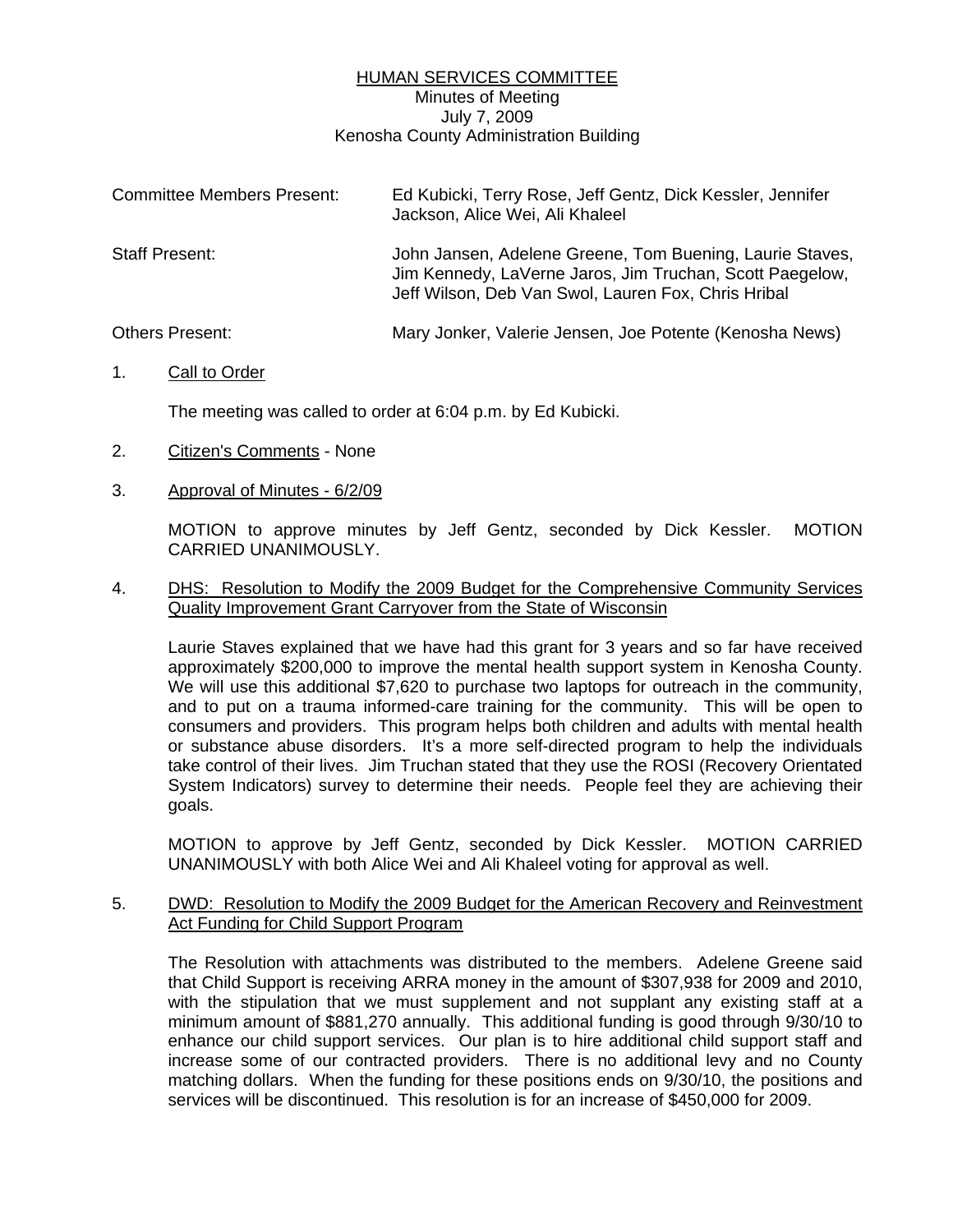<u>HUMAN SERVICES COMMITTEE</u>

Minutes of Meeting

July 7, 2009

Kenosha County Administration Building

| | |
|---|---|
| Committee Members Present: | Ed Kubicki, Terry Rose, Jeff Gentz, Dick Kessler, Jennifer Jackson, Alice Wei, Ali Khaleel |
| Staff Present: | John Jansen, Adelene Greene, Tom Buening, Laurie Staves, Jim Kennedy, LaVerne Jaros, Jim Truchan, Scott Paegelow, Jeff Wilson, Deb Van Swol, Lauren Fox, Chris Hribal |
| Others Present: | Mary Jonker, Valerie Jensen, Joe Potente (Kenosha News) |

1. <u>Call to Order</u>

   The meeting was called to order at 6:04 p.m. by Ed Kubicki.

2. <u>Citizen's Comments</u> - None

3. <u>Approval of Minutes - 6/2/09</u>

   MOTION to approve minutes by Jeff Gentz, seconded by Dick Kessler. MOTION CARRIED UNANIMOUSLY.

4. <u>DHS: Resolution to Modify the 2009 Budget for the Comprehensive Community Services Quality Improvement Grant Carryover from the State of Wisconsin</u>

   Laurie Staves explained that we have had this grant for 3 years and so far have received approximately $200,000 to improve the mental health support system in Kenosha County. We will use this additional $7,620 to purchase two laptops for outreach in the community, and to put on a trauma informed-care training for the community. This will be open to consumers and providers. This program helps both children and adults with mental health or substance abuse disorders. It's a more self-directed program to help the individuals take control of their lives. Jim Truchan stated that they use the ROSI (Recovery Orientated System Indicators) survey to determine their needs. People feel they are achieving their goals.

   MOTION to approve by Jeff Gentz, seconded by Dick Kessler. MOTION CARRIED UNANIMOUSLY with both Alice Wei and Ali Khaleel voting for approval as well.

5. <u>DWD: Resolution to Modify the 2009 Budget for the American Recovery and Reinvestment Act Funding for Child Support Program</u>

   The Resolution with attachments was distributed to the members. Adelene Greene said that Child Support is receiving ARRA money in the amount of $307,938 for 2009 and 2010, with the stipulation that we must supplement and not supplant any existing staff at a minimum amount of $881,270 annually. This additional funding is good through 9/30/10 to enhance our child support services. Our plan is to hire additional child support staff and increase some of our contracted providers. There is no additional levy and no County matching dollars. When the funding for these positions ends on 9/30/10, the positions and services will be discontinued. This resolution is for an increase of $450,000 for 2009.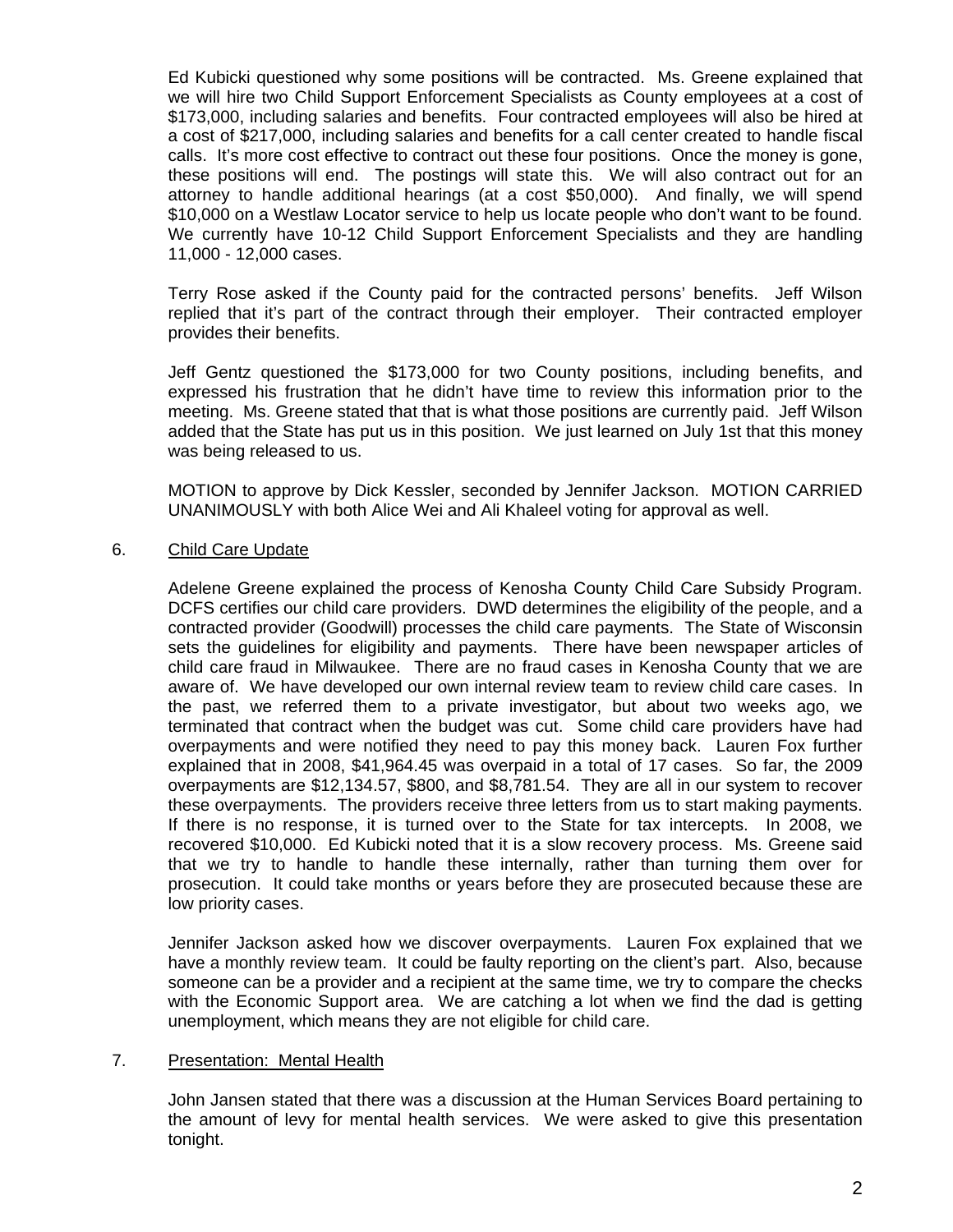Ed Kubicki questioned why some positions will be contracted. Ms. Greene explained that we will hire two Child Support Enforcement Specialists as County employees at a cost of $173,000, including salaries and benefits. Four contracted employees will also be hired at a cost of $217,000, including salaries and benefits for a call center created to handle fiscal calls. It's more cost effective to contract out these four positions. Once the money is gone, these positions will end. The postings will state this. We will also contract out for an attorney to handle additional hearings (at a cost $50,000). And finally, we will spend $10,000 on a Westlaw Locator service to help us locate people who don't want to be found. We currently have 10-12 Child Support Enforcement Specialists and they are handling 11,000 - 12,000 cases.

Terry Rose asked if the County paid for the contracted persons' benefits. Jeff Wilson replied that it's part of the contract through their employer. Their contracted employer provides their benefits.

Jeff Gentz questioned the $173,000 for two County positions, including benefits, and expressed his frustration that he didn't have time to review this information prior to the meeting. Ms. Greene stated that that is what those positions are currently paid. Jeff Wilson added that the State has put us in this position. We just learned on July 1st that this money was being released to us.

MOTION to approve by Dick Kessler, seconded by Jennifer Jackson. MOTION CARRIED UNANIMOUSLY with both Alice Wei and Ali Khaleel voting for approval as well.

6. Child Care Update

Adelene Greene explained the process of Kenosha County Child Care Subsidy Program. DCFS certifies our child care providers. DWD determines the eligibility of the people, and a contracted provider (Goodwill) processes the child care payments. The State of Wisconsin sets the guidelines for eligibility and payments. There have been newspaper articles of child care fraud in Milwaukee. There are no fraud cases in Kenosha County that we are aware of. We have developed our own internal review team to review child care cases. In the past, we referred them to a private investigator, but about two weeks ago, we terminated that contract when the budget was cut. Some child care providers have had overpayments and were notified they need to pay this money back. Lauren Fox further explained that in 2008, $41,964.45 was overpaid in a total of 17 cases. So far, the 2009 overpayments are $12,134.57, $800, and $8,781.54. They are all in our system to recover these overpayments. The providers receive three letters from us to start making payments. If there is no response, it is turned over to the State for tax intercepts. In 2008, we recovered $10,000. Ed Kubicki noted that it is a slow recovery process. Ms. Greene said that we try to handle to handle these internally, rather than turning them over for prosecution. It could take months or years before they are prosecuted because these are low priority cases.

Jennifer Jackson asked how we discover overpayments. Lauren Fox explained that we have a monthly review team. It could be faulty reporting on the client's part. Also, because someone can be a provider and a recipient at the same time, we try to compare the checks with the Economic Support area. We are catching a lot when we find the dad is getting unemployment, which means they are not eligible for child care.

7. Presentation: Mental Health

John Jansen stated that there was a discussion at the Human Services Board pertaining to the amount of levy for mental health services. We were asked to give this presentation tonight.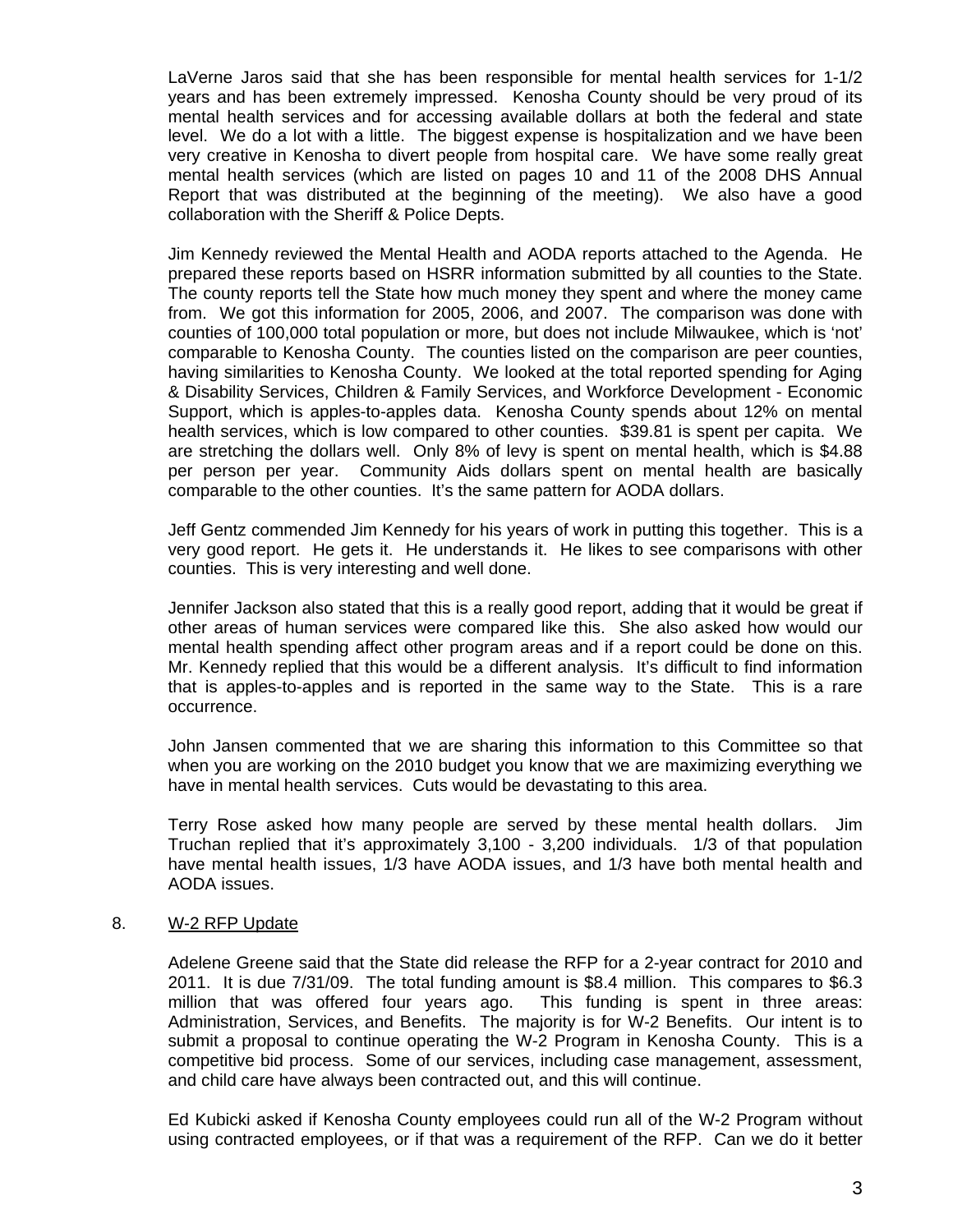LaVerne Jaros said that she has been responsible for mental health services for 1-1/2 years and has been extremely impressed. Kenosha County should be very proud of its mental health services and for accessing available dollars at both the federal and state level. We do a lot with a little. The biggest expense is hospitalization and we have been very creative in Kenosha to divert people from hospital care. We have some really great mental health services (which are listed on pages 10 and 11 of the 2008 DHS Annual Report that was distributed at the beginning of the meeting). We also have a good collaboration with the Sheriff & Police Depts.

Jim Kennedy reviewed the Mental Health and AODA reports attached to the Agenda. He prepared these reports based on HSRR information submitted by all counties to the State. The county reports tell the State how much money they spent and where the money came from. We got this information for 2005, 2006, and 2007. The comparison was done with counties of 100,000 total population or more, but does not include Milwaukee, which is 'not' comparable to Kenosha County. The counties listed on the comparison are peer counties, having similarities to Kenosha County. We looked at the total reported spending for Aging & Disability Services, Children & Family Services, and Workforce Development - Economic Support, which is apples-to-apples data. Kenosha County spends about 12% on mental health services, which is low compared to other counties. $39.81 is spent per capita. We are stretching the dollars well. Only 8% of levy is spent on mental health, which is $4.88 per person per year. Community Aids dollars spent on mental health are basically comparable to the other counties. It's the same pattern for AODA dollars.

Jeff Gentz commended Jim Kennedy for his years of work in putting this together. This is a very good report. He gets it. He understands it. He likes to see comparisons with other counties. This is very interesting and well done.

Jennifer Jackson also stated that this is a really good report, adding that it would be great if other areas of human services were compared like this. She also asked how would our mental health spending affect other program areas and if a report could be done on this. Mr. Kennedy replied that this would be a different analysis. It's difficult to find information that is apples-to-apples and is reported in the same way to the State. This is a rare occurrence.

John Jansen commented that we are sharing this information to this Committee so that when you are working on the 2010 budget you know that we are maximizing everything we have in mental health services. Cuts would be devastating to this area.

Terry Rose asked how many people are served by these mental health dollars. Jim Truchan replied that it's approximately 3,100 - 3,200 individuals. 1/3 of that population have mental health issues, 1/3 have AODA issues, and 1/3 have both mental health and AODA issues.

8. W-2 RFP Update

Adelene Greene said that the State did release the RFP for a 2-year contract for 2010 and 2011. It is due 7/31/09. The total funding amount is $8.4 million. This compares to $6.3 million that was offered four years ago. This funding is spent in three areas: Administration, Services, and Benefits. The majority is for W-2 Benefits. Our intent is to submit a proposal to continue operating the W-2 Program in Kenosha County. This is a competitive bid process. Some of our services, including case management, assessment, and child care have always been contracted out, and this will continue.

Ed Kubicki asked if Kenosha County employees could run all of the W-2 Program without using contracted employees, or if that was a requirement of the RFP. Can we do it better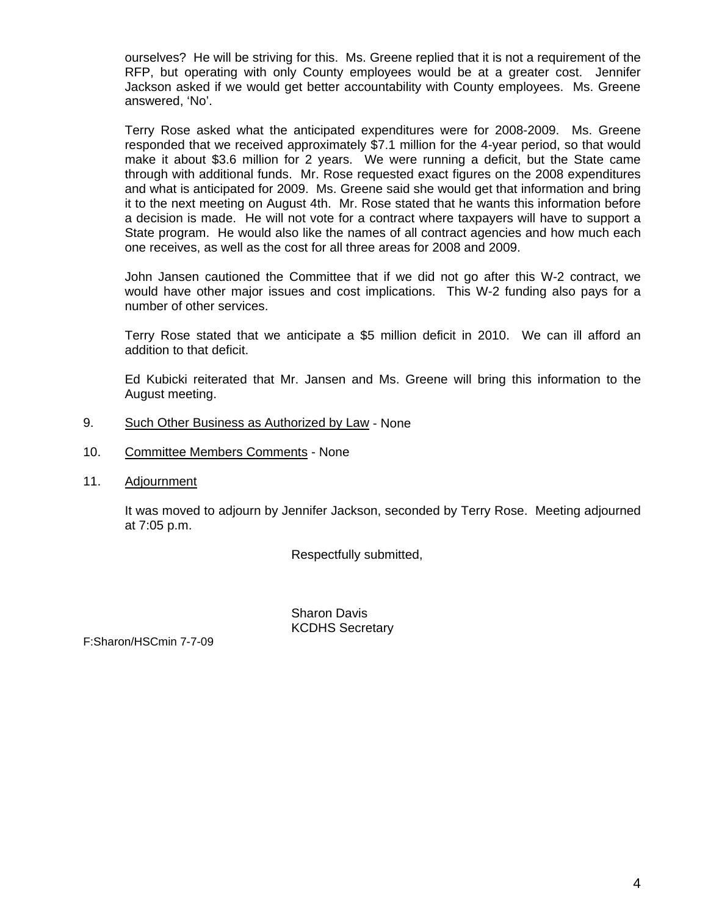ourselves? He will be striving for this. Ms. Greene replied that it is not a requirement of the RFP, but operating with only County employees would be at a greater cost. Jennifer Jackson asked if we would get better accountability with County employees. Ms. Greene answered, 'No'.

Terry Rose asked what the anticipated expenditures were for 2008-2009. Ms. Greene responded that we received approximately $7.1 million for the 4-year period, so that would make it about $3.6 million for 2 years. We were running a deficit, but the State came through with additional funds. Mr. Rose requested exact figures on the 2008 expenditures and what is anticipated for 2009. Ms. Greene said she would get that information and bring it to the next meeting on August 4th. Mr. Rose stated that he wants this information before a decision is made. He will not vote for a contract where taxpayers will have to support a State program. He would also like the names of all contract agencies and how much each one receives, as well as the cost for all three areas for 2008 and 2009.

John Jansen cautioned the Committee that if we did not go after this W-2 contract, we would have other major issues and cost implications. This W-2 funding also pays for a number of other services.

Terry Rose stated that we anticipate a $5 million deficit in 2010. We can ill afford an addition to that deficit.

Ed Kubicki reiterated that Mr. Jansen and Ms. Greene will bring this information to the August meeting.

9. Such Other Business as Authorized by Law - None

10. Committee Members Comments - None

11. Adjournment

It was moved to adjourn by Jennifer Jackson, seconded by Terry Rose. Meeting adjourned at 7:05 p.m.

Respectfully submitted,

Sharon Davis
KCDHS Secretary

F:Sharon/HSCmin 7-7-09